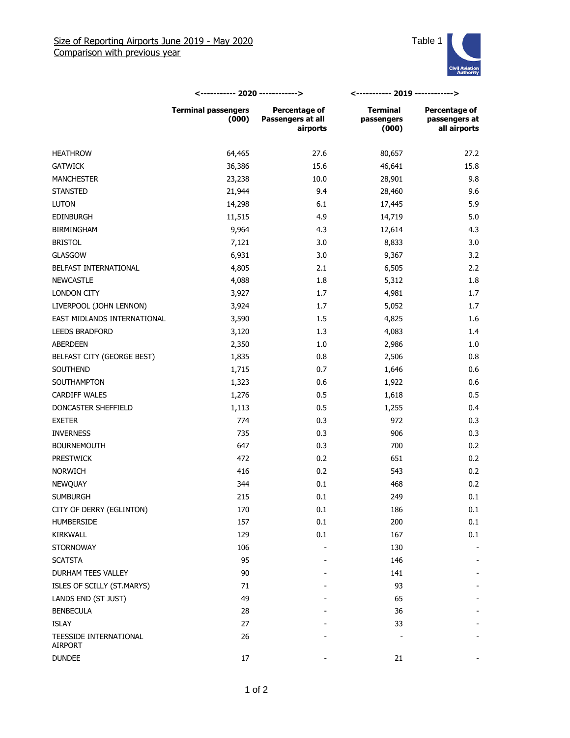Size of Reporting Airports June 2019 - May 2020

Comparison with previous year

Table 1

| | <----------- 2020 ------------> | | <----------- 2019 ------------> | |
|---|---|---|---|---|
| | **Terminal passengers (000)** | **Percentage of Passengers at all airports** | **Terminal passengers (000)** | **Percentage of passengers at all airports** |
| HEATHROW | 64,465 | 27.6 | 80,657 | 27.2 |
| GATWICK | 36,386 | 15.6 | 46,641 | 15.8 |
| MANCHESTER | 23,238 | 10.0 | 28,901 | 9.8 |
| STANSTED | 21,944 | 9.4 | 28,460 | 9.6 |
| LUTON | 14,298 | 6.1 | 17,445 | 5.9 |
| EDINBURGH | 11,515 | 4.9 | 14,719 | 5.0 |
| BIRMINGHAM | 9,964 | 4.3 | 12,614 | 4.3 |
| BRISTOL | 7,121 | 3.0 | 8,833 | 3.0 |
| GLASGOW | 6,931 | 3.0 | 9,367 | 3.2 |
| BELFAST INTERNATIONAL | 4,805 | 2.1 | 6,505 | 2.2 |
| NEWCASTLE | 4,088 | 1.8 | 5,312 | 1.8 |
| LONDON CITY | 3,927 | 1.7 | 4,981 | 1.7 |
| LIVERPOOL (JOHN LENNON) | 3,924 | 1.7 | 5,052 | 1.7 |
| EAST MIDLANDS INTERNATIONAL | 3,590 | 1.5 | 4,825 | 1.6 |
| LEEDS BRADFORD | 3,120 | 1.3 | 4,083 | 1.4 |
| ABERDEEN | 2,350 | 1.0 | 2,986 | 1.0 |
| BELFAST CITY (GEORGE BEST) | 1,835 | 0.8 | 2,506 | 0.8 |
| SOUTHEND | 1,715 | 0.7 | 1,646 | 0.6 |
| SOUTHAMPTON | 1,323 | 0.6 | 1,922 | 0.6 |
| CARDIFF WALES | 1,276 | 0.5 | 1,618 | 0.5 |
| DONCASTER SHEFFIELD | 1,113 | 0.5 | 1,255 | 0.4 |
| EXETER | 774 | 0.3 | 972 | 0.3 |
| INVERNESS | 735 | 0.3 | 906 | 0.3 |
| BOURNEMOUTH | 647 | 0.3 | 700 | 0.2 |
| PRESTWICK | 472 | 0.2 | 651 | 0.2 |
| NORWICH | 416 | 0.2 | 543 | 0.2 |
| NEWQUAY | 344 | 0.1 | 468 | 0.2 |
| SUMBURGH | 215 | 0.1 | 249 | 0.1 |
| CITY OF DERRY (EGLINTON) | 170 | 0.1 | 186 | 0.1 |
| HUMBERSIDE | 157 | 0.1 | 200 | 0.1 |
| KIRKWALL | 129 | 0.1 | 167 | 0.1 |
| STORNOWAY | 106 | - | 130 | - |
| SCATSTA | 95 | - | 146 | - |
| DURHAM TEES VALLEY | 90 | - | 141 | - |
| ISLES OF SCILLY (ST.MARYS) | 71 | - | 93 | - |
| LANDS END (ST JUST) | 49 | - | 65 | - |
| BENBECULA | 28 | - | 36 | - |
| ISLAY | 27 | - | 33 | - |
| TEESSIDE INTERNATIONAL AIRPORT | 26 | - | - | - |
| DUNDEE | 17 | - | 21 | - |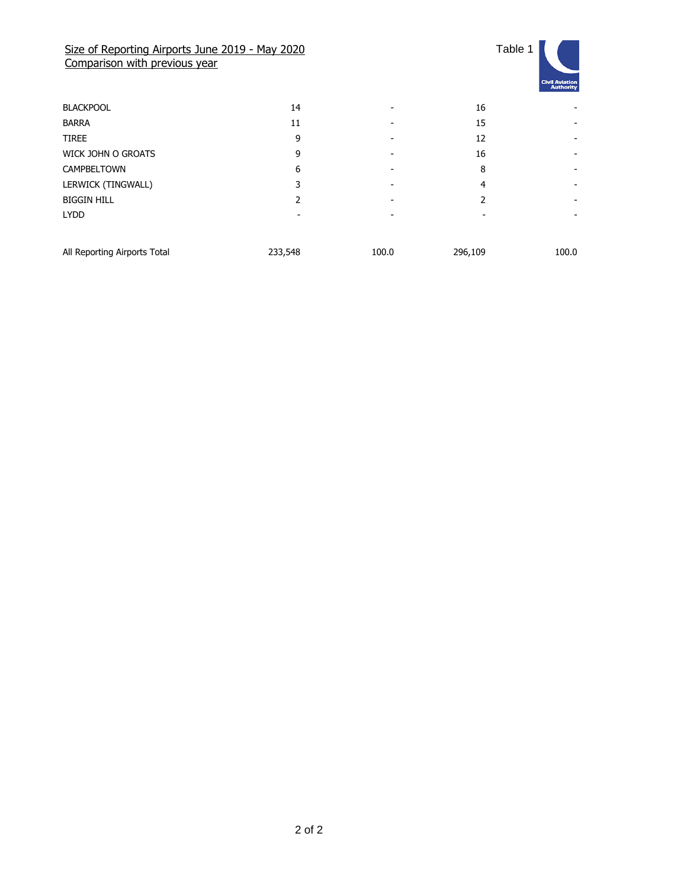Size of Reporting Airports June 2019 - May 2020

Comparison with previous year

Table 1

| | | | | |
|---|---|---|---|---|
| BLACKPOOL | 14 | - | 16 | - |
| BARRA | 11 | - | 15 | - |
| TIREE | 9 | - | 12 | - |
| WICK JOHN O GROATS | 9 | - | 16 | - |
| CAMPBELTOWN | 6 | - | 8 | - |
| LERWICK (TINGWALL) | 3 | - | 4 | - |
| BIGGIN HILL | 2 | - | 2 | - |
| LYDD | - | - | - | - |
| All Reporting Airports Total | 233,548 | 100.0 | 296,109 | 100.0 |